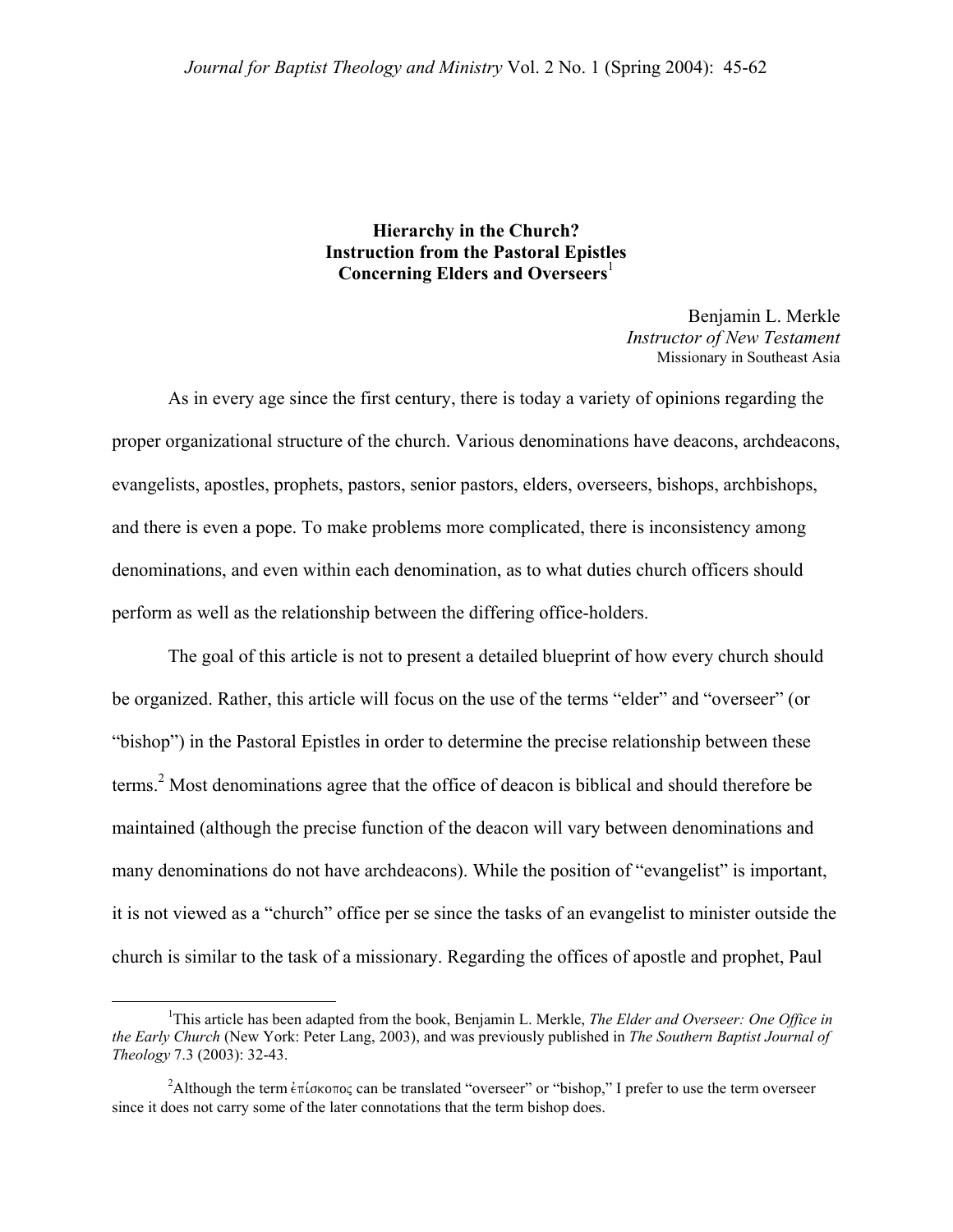# Hierarchy in the Church?
# Instruction from the Pastoral Epistles Concerning Elders and Overseers[1]

Benjamin L. Merkle
*Instructor of New Testament*
Missionary in Southeast Asia

As in every age since the first century, there is today a variety of opinions regarding the proper organizational structure of the church. Various denominations have deacons, archdeacons, evangelists, apostles, prophets, pastors, senior pastors, elders, overseers, bishops, archbishops, and there is even a pope. To make problems more complicated, there is inconsistency among denominations, and even within each denomination, as to what duties church officers should perform as well as the relationship between the differing office-holders.

The goal of this article is not to present a detailed blueprint of how every church should be organized. Rather, this article will focus on the use of the terms "elder" and "overseer" (or "bishop") in the Pastoral Epistles in order to determine the precise relationship between these terms.[2] Most denominations agree that the office of deacon is biblical and should therefore be maintained (although the precise function of the deacon will vary between denominations and many denominations do not have archdeacons). While the position of "evangelist" is important, it is not viewed as a "church" office per se since the tasks of an evangelist to minister outside the church is similar to the task of a missionary. Regarding the offices of apostle and prophet, Paul

---

[1]This article has been adapted from the book, Benjamin L. Merkle, *The Elder and Overseer: One Office in the Early Church* (New York: Peter Lang, 2003), and was previously published in *The Southern Baptist Journal of Theology* 7.3 (2003): 32-43.

[2]Although the term ἐπίσκοπος can be translated "overseer" or "bishop," I prefer to use the term overseer since it does not carry some of the later connotations that the term bishop does.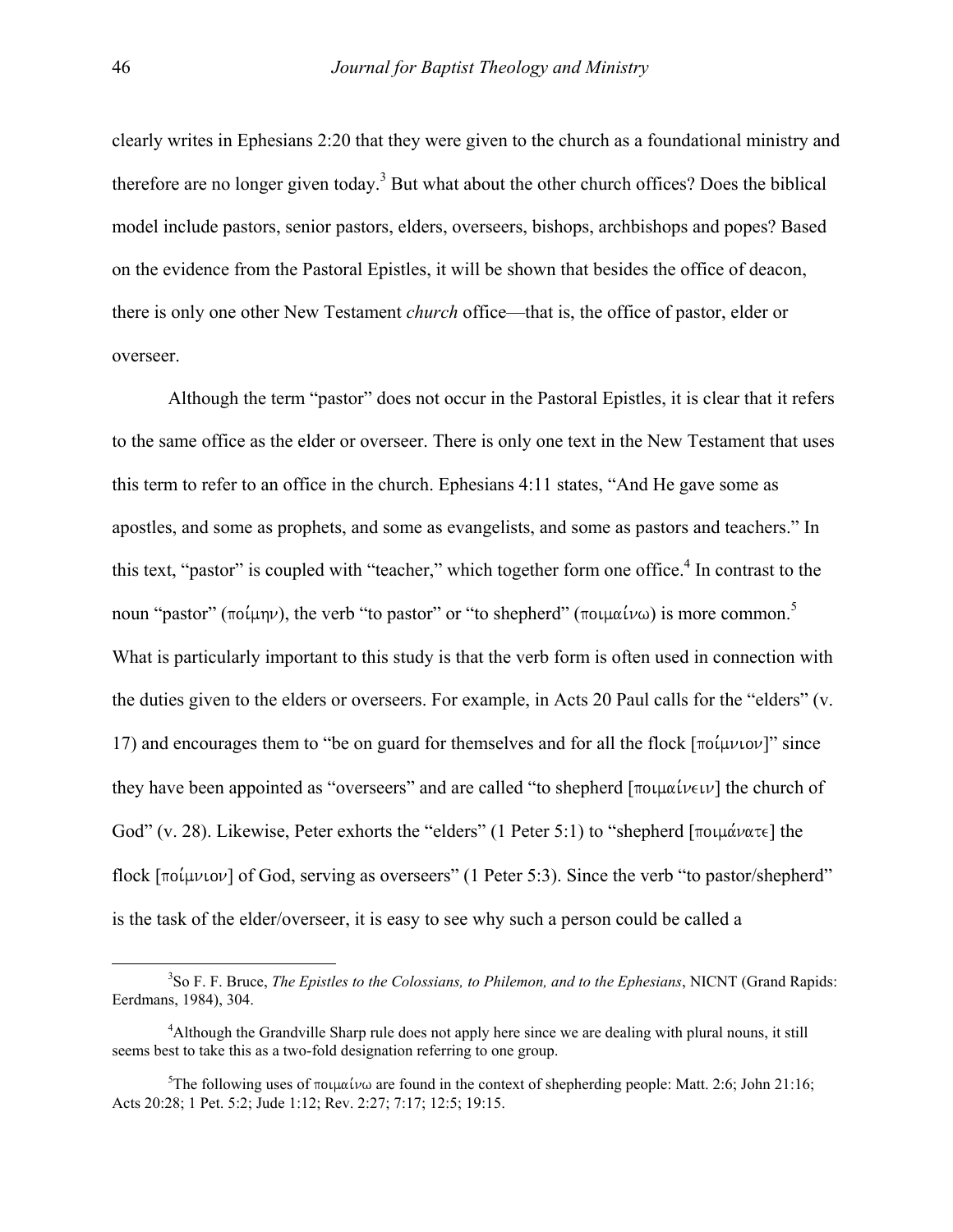clearly writes in Ephesians 2:20 that they were given to the church as a foundational ministry and therefore are no longer given today.[3] But what about the other church offices? Does the biblical model include pastors, senior pastors, elders, overseers, bishops, archbishops and popes? Based on the evidence from the Pastoral Epistles, it will be shown that besides the office of deacon, there is only one other New Testament *church* office—that is, the office of pastor, elder or overseer.

Although the term "pastor" does not occur in the Pastoral Epistles, it is clear that it refers to the same office as the elder or overseer. There is only one text in the New Testament that uses this term to refer to an office in the church. Ephesians 4:11 states, "And He gave some as apostles, and some as prophets, and some as evangelists, and some as pastors and teachers." In this text, "pastor" is coupled with "teacher," which together form one office.[4] In contrast to the noun "pastor" (ποίμην), the verb "to pastor" or "to shepherd" (ποιμαίνω) is more common.[5] What is particularly important to this study is that the verb form is often used in connection with the duties given to the elders or overseers. For example, in Acts 20 Paul calls for the "elders" (v. 17) and encourages them to "be on guard for themselves and for all the flock [ποίμνιον]" since they have been appointed as "overseers" and are called "to shepherd [ποιμαίνειν] the church of God" (v. 28). Likewise, Peter exhorts the "elders" (1 Peter 5:1) to "shepherd [ποιμάνατε] the flock [ποίμνιον] of God, serving as overseers" (1 Peter 5:3). Since the verb "to pastor/shepherd" is the task of the elder/overseer, it is easy to see why such a person could be called a

---

[3] So F. F. Bruce, *The Epistles to the Colossians, to Philemon, and to the Ephesians*, NICNT (Grand Rapids: Eerdmans, 1984), 304.

[4] Although the Grandville Sharp rule does not apply here since we are dealing with plural nouns, it still seems best to take this as a two-fold designation referring to one group.

[5] The following uses of ποιμαίνω are found in the context of shepherding people: Matt. 2:6; John 21:16; Acts 20:28; 1 Pet. 5:2; Jude 1:12; Rev. 2:27; 7:17; 12:5; 19:15.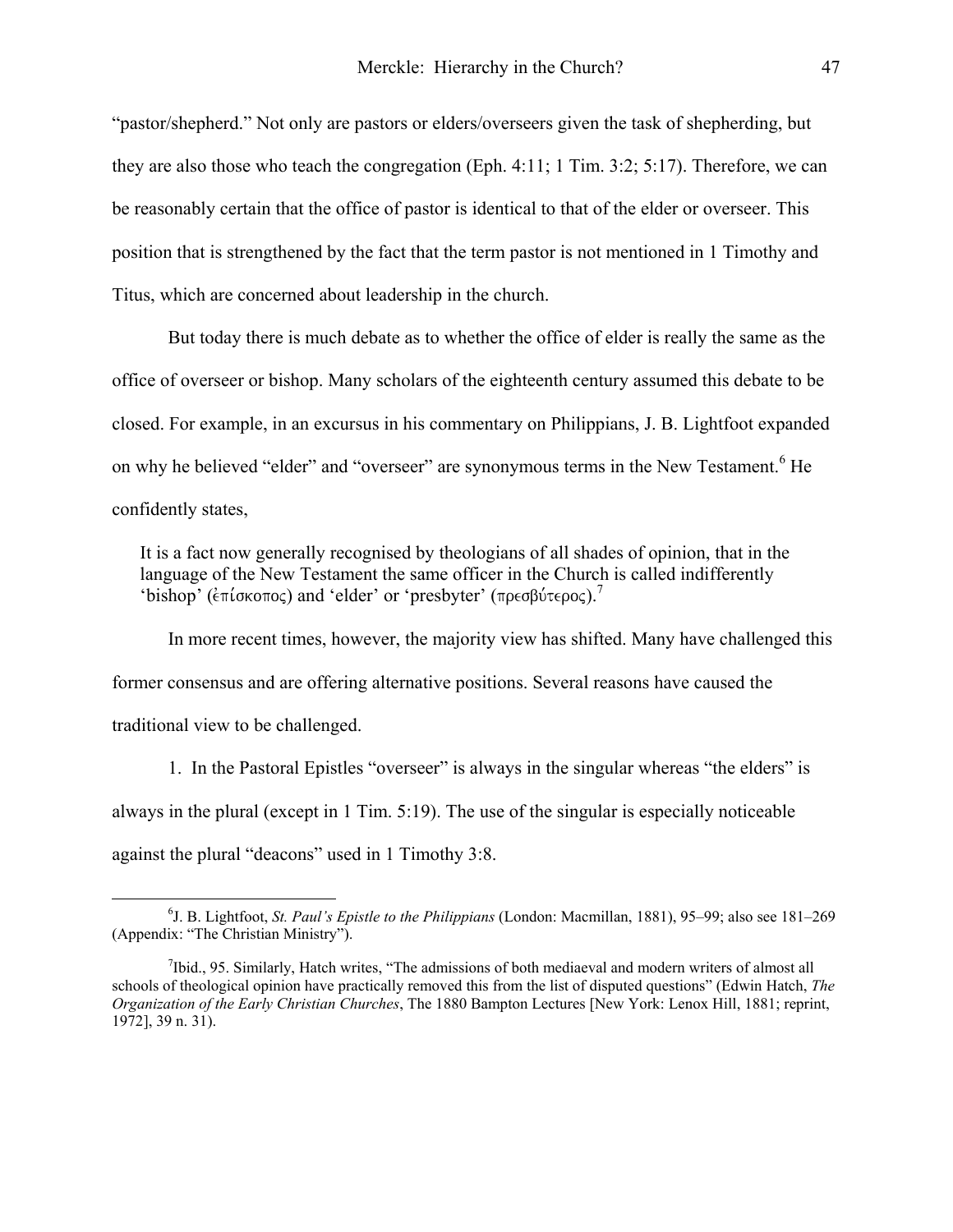"pastor/shepherd." Not only are pastors or elders/overseers given the task of shepherding, but they are also those who teach the congregation (Eph. 4:11; 1 Tim. 3:2; 5:17). Therefore, we can be reasonably certain that the office of pastor is identical to that of the elder or overseer. This position that is strengthened by the fact that the term pastor is not mentioned in 1 Timothy and Titus, which are concerned about leadership in the church.

But today there is much debate as to whether the office of elder is really the same as the office of overseer or bishop. Many scholars of the eighteenth century assumed this debate to be closed. For example, in an excursus in his commentary on Philippians, J. B. Lightfoot expanded on why he believed "elder" and "overseer" are synonymous terms in the New Testament.[6] He confidently states,

> It is a fact now generally recognised by theologians of all shades of opinion, that in the language of the New Testament the same officer in the Church is called indifferently 'bishop' (ἐπίσκοπος) and 'elder' or 'presbyter' (πρεσβύτερος).[7]

In more recent times, however, the majority view has shifted. Many have challenged this former consensus and are offering alternative positions. Several reasons have caused the traditional view to be challenged.

1. In the Pastoral Epistles "overseer" is always in the singular whereas "the elders" is always in the plural (except in 1 Tim. 5:19). The use of the singular is especially noticeable against the plural "deacons" used in 1 Timothy 3:8.

---

[6] J. B. Lightfoot, *St. Paul's Epistle to the Philippians* (London: Macmillan, 1881), 95–99; also see 181–269 (Appendix: "The Christian Ministry").

[7] Ibid., 95. Similarly, Hatch writes, "The admissions of both mediaeval and modern writers of almost all schools of theological opinion have practically removed this from the list of disputed questions" (Edwin Hatch, *The Organization of the Early Christian Churches*, The 1880 Bampton Lectures [New York: Lenox Hill, 1881; reprint, 1972], 39 n. 31).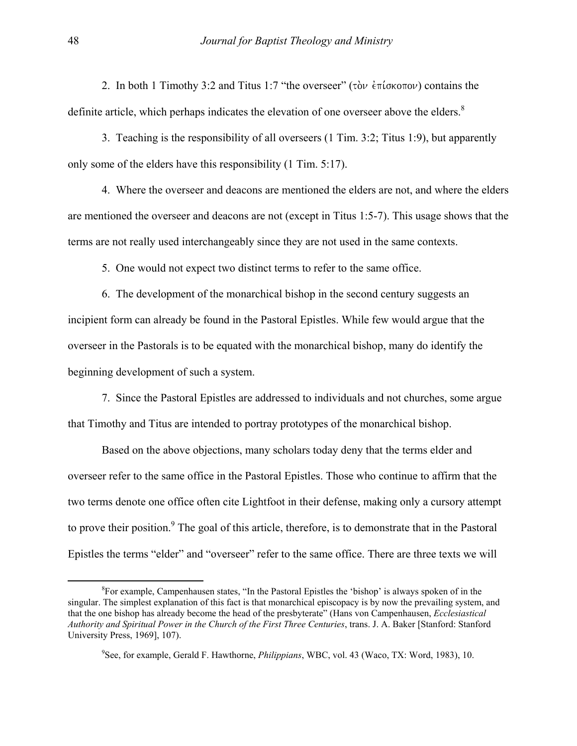2. In both 1 Timothy 3:2 and Titus 1:7 "the overseer" (τὸν ἐπίσκοπον) contains the definite article, which perhaps indicates the elevation of one overseer above the elders.[8]

3. Teaching is the responsibility of all overseers (1 Tim. 3:2; Titus 1:9), but apparently only some of the elders have this responsibility (1 Tim. 5:17).

4. Where the overseer and deacons are mentioned the elders are not, and where the elders are mentioned the overseer and deacons are not (except in Titus 1:5-7). This usage shows that the terms are not really used interchangeably since they are not used in the same contexts.

5. One would not expect two distinct terms to refer to the same office.

6. The development of the monarchical bishop in the second century suggests an incipient form can already be found in the Pastoral Epistles. While few would argue that the overseer in the Pastorals is to be equated with the monarchical bishop, many do identify the beginning development of such a system.

7. Since the Pastoral Epistles are addressed to individuals and not churches, some argue that Timothy and Titus are intended to portray prototypes of the monarchical bishop.

Based on the above objections, many scholars today deny that the terms elder and overseer refer to the same office in the Pastoral Epistles. Those who continue to affirm that the two terms denote one office often cite Lightfoot in their defense, making only a cursory attempt to prove their position.[9] The goal of this article, therefore, is to demonstrate that in the Pastoral Epistles the terms "elder" and "overseer" refer to the same office. There are three texts we will

---

[8]For example, Campenhausen states, "In the Pastoral Epistles the 'bishop' is always spoken of in the singular. The simplest explanation of this fact is that monarchical episcopacy is by now the prevailing system, and that the one bishop has already become the head of the presbyterate" (Hans von Campenhausen, *Ecclesiastical Authority and Spiritual Power in the Church of the First Three Centuries*, trans. J. A. Baker [Stanford: Stanford University Press, 1969], 107).

[9]See, for example, Gerald F. Hawthorne, *Philippians*, WBC, vol. 43 (Waco, TX: Word, 1983), 10.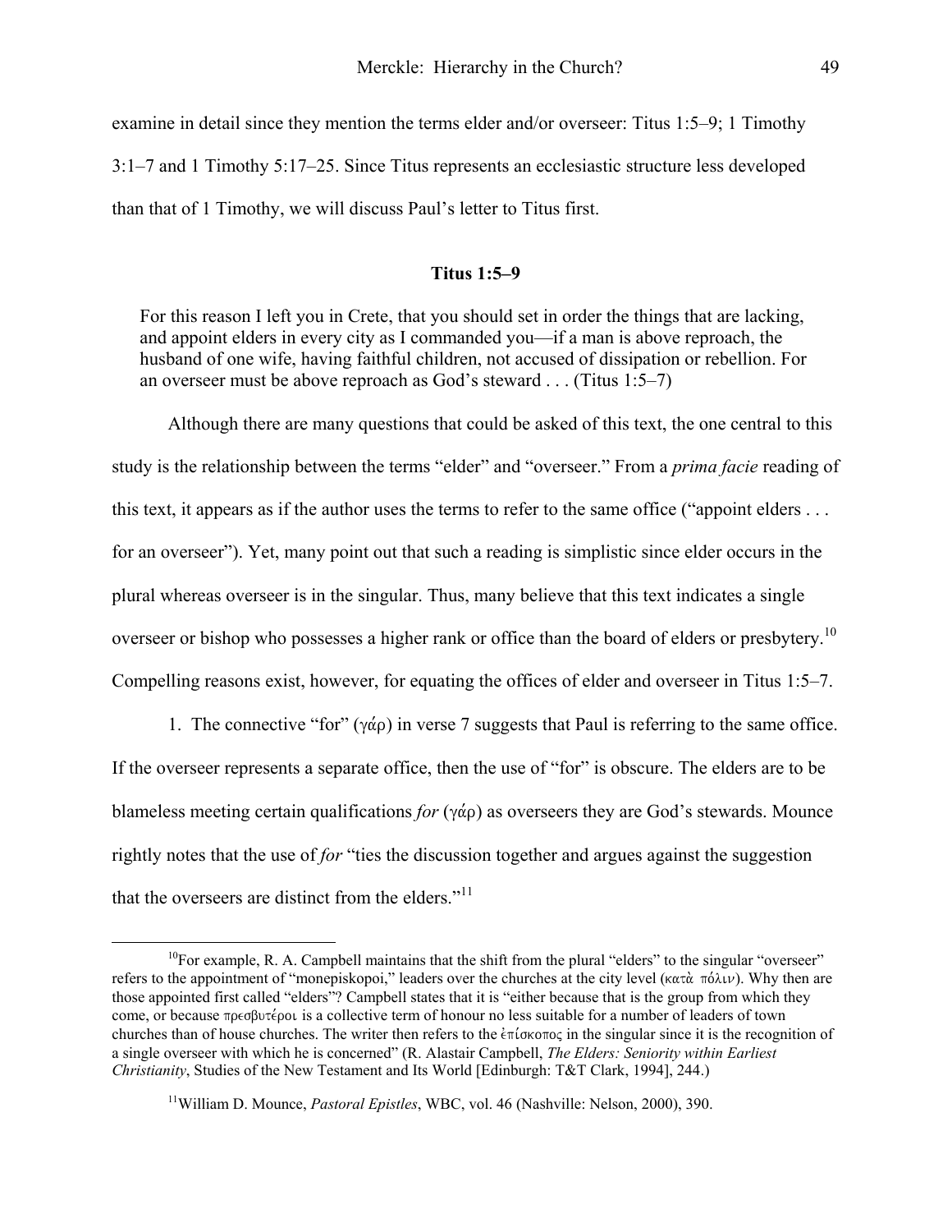examine in detail since they mention the terms elder and/or overseer: Titus 1:5–9; 1 Timothy 3:1–7 and 1 Timothy 5:17–25. Since Titus represents an ecclesiastic structure less developed than that of 1 Timothy, we will discuss Paul's letter to Titus first.

### Titus 1:5–9

> For this reason I left you in Crete, that you should set in order the things that are lacking, and appoint elders in every city as I commanded you—if a man is above reproach, the husband of one wife, having faithful children, not accused of dissipation or rebellion. For an overseer must be above reproach as God's steward . . . (Titus 1:5–7)

Although there are many questions that could be asked of this text, the one central to this study is the relationship between the terms "elder" and "overseer." From a *prima facie* reading of this text, it appears as if the author uses the terms to refer to the same office ("appoint elders . . . for an overseer"). Yet, many point out that such a reading is simplistic since elder occurs in the plural whereas overseer is in the singular. Thus, many believe that this text indicates a single overseer or bishop who possesses a higher rank or office than the board of elders or presbytery.[10] Compelling reasons exist, however, for equating the offices of elder and overseer in Titus 1:5–7.

1. The connective "for" (γάρ) in verse 7 suggests that Paul is referring to the same office. If the overseer represents a separate office, then the use of "for" is obscure. The elders are to be blameless meeting certain qualifications *for* (γάρ) as overseers they are God's stewards. Mounce rightly notes that the use of *for* "ties the discussion together and argues against the suggestion that the overseers are distinct from the elders."[11]

---

[10]For example, R. A. Campbell maintains that the shift from the plural "elders" to the singular "overseer" refers to the appointment of "monepiskopoi," leaders over the churches at the city level (κατὰ πόλιν). Why then are those appointed first called "elders"? Campbell states that it is "either because that is the group from which they come, or because πρεσβυτέροι is a collective term of honour no less suitable for a number of leaders of town churches than of house churches. The writer then refers to the ἐπίσκοπος in the singular since it is the recognition of a single overseer with which he is concerned" (R. Alastair Campbell, *The Elders: Seniority within Earliest Christianity*, Studies of the New Testament and Its World [Edinburgh: T&T Clark, 1994], 244.)

[11]William D. Mounce, *Pastoral Epistles*, WBC, vol. 46 (Nashville: Nelson, 2000), 390.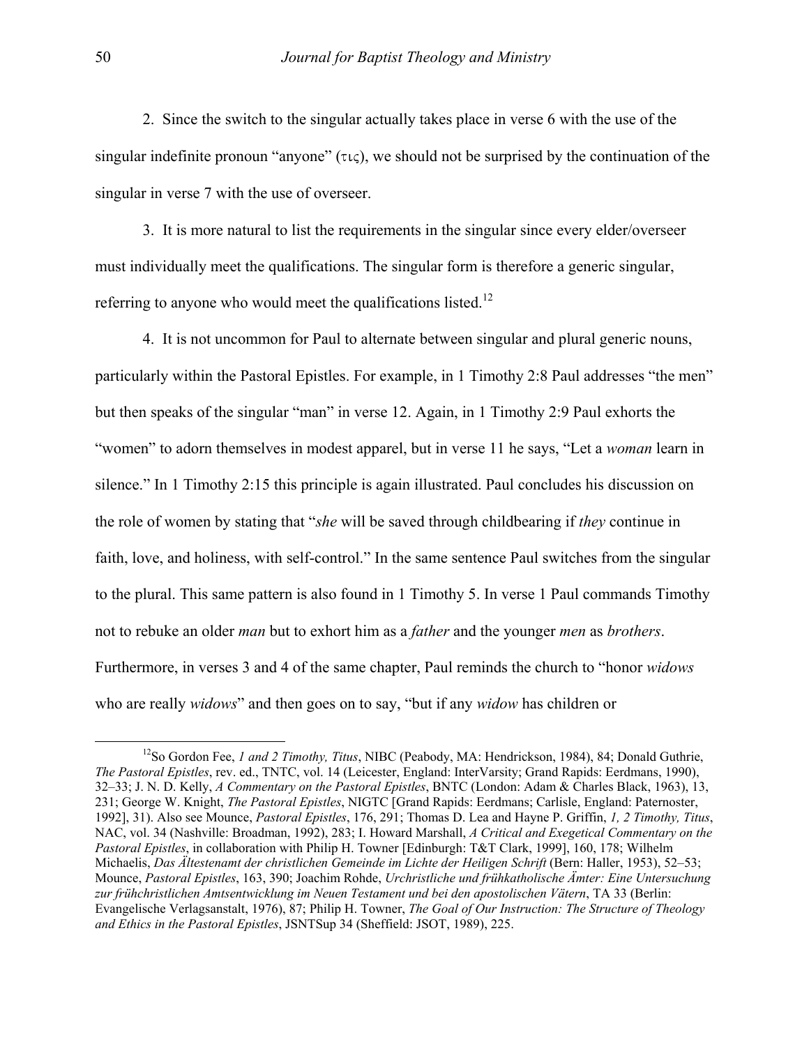2. Since the switch to the singular actually takes place in verse 6 with the use of the singular indefinite pronoun "anyone" (τις), we should not be surprised by the continuation of the singular in verse 7 with the use of overseer.

3. It is more natural to list the requirements in the singular since every elder/overseer must individually meet the qualifications. The singular form is therefore a generic singular, referring to anyone who would meet the qualifications listed.[12]

4. It is not uncommon for Paul to alternate between singular and plural generic nouns, particularly within the Pastoral Epistles. For example, in 1 Timothy 2:8 Paul addresses "the men" but then speaks of the singular "man" in verse 12. Again, in 1 Timothy 2:9 Paul exhorts the "women" to adorn themselves in modest apparel, but in verse 11 he says, "Let a *woman* learn in silence." In 1 Timothy 2:15 this principle is again illustrated. Paul concludes his discussion on the role of women by stating that "*she* will be saved through childbearing if *they* continue in faith, love, and holiness, with self-control." In the same sentence Paul switches from the singular to the plural. This same pattern is also found in 1 Timothy 5. In verse 1 Paul commands Timothy not to rebuke an older *man* but to exhort him as a *father* and the younger *men* as *brothers*. Furthermore, in verses 3 and 4 of the same chapter, Paul reminds the church to "honor *widows* who are really *widows*" and then goes on to say, "but if any *widow* has children or

---

[12]So Gordon Fee, *1 and 2 Timothy, Titus*, NIBC (Peabody, MA: Hendrickson, 1984), 84; Donald Guthrie, *The Pastoral Epistles*, rev. ed., TNTC, vol. 14 (Leicester, England: InterVarsity; Grand Rapids: Eerdmans, 1990), 32–33; J. N. D. Kelly, *A Commentary on the Pastoral Epistles*, BNTC (London: Adam & Charles Black, 1963), 13, 231; George W. Knight, *The Pastoral Epistles*, NIGTC [Grand Rapids: Eerdmans; Carlisle, England: Paternoster, 1992], 31). Also see Mounce, *Pastoral Epistles*, 176, 291; Thomas D. Lea and Hayne P. Griffin, *1, 2 Timothy, Titus*, NAC, vol. 34 (Nashville: Broadman, 1992), 283; I. Howard Marshall, *A Critical and Exegetical Commentary on the Pastoral Epistles*, in collaboration with Philip H. Towner [Edinburgh: T&T Clark, 1999], 160, 178; Wilhelm Michaelis, *Das Ältestenamt der christlichen Gemeinde im Lichte der Heiligen Schrift* (Bern: Haller, 1953), 52–53; Mounce, *Pastoral Epistles*, 163, 390; Joachim Rohde, *Urchristliche und frühkatholische Ämter: Eine Untersuchung zur frühchristlichen Amtsentwicklung im Neuen Testament und bei den apostolischen Vätern*, TA 33 (Berlin: Evangelische Verlagsanstalt, 1976), 87; Philip H. Towner, *The Goal of Our Instruction: The Structure of Theology and Ethics in the Pastoral Epistles*, JSNTSup 34 (Sheffield: JSOT, 1989), 225.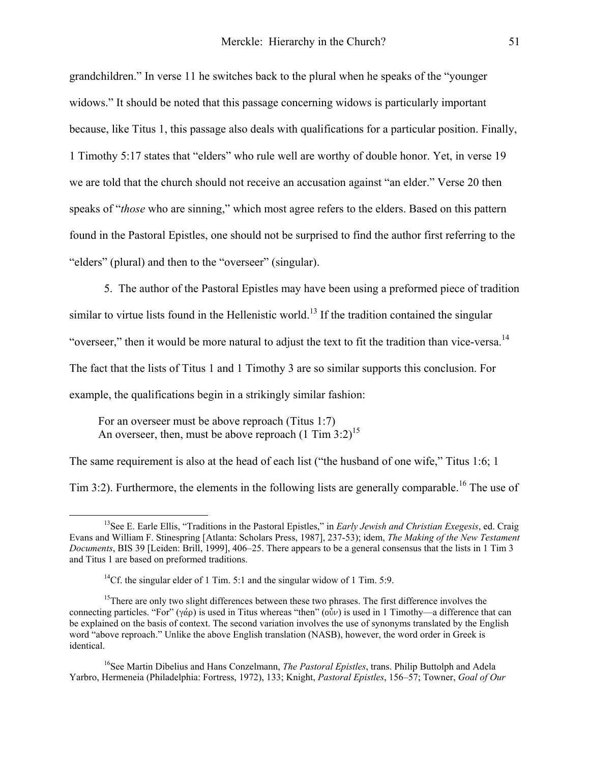grandchildren." In verse 11 he switches back to the plural when he speaks of the "younger widows." It should be noted that this passage concerning widows is particularly important because, like Titus 1, this passage also deals with qualifications for a particular position. Finally, 1 Timothy 5:17 states that "elders" who rule well are worthy of double honor. Yet, in verse 19 we are told that the church should not receive an accusation against "an elder." Verse 20 then speaks of "*those* who are sinning," which most agree refers to the elders. Based on this pattern found in the Pastoral Epistles, one should not be surprised to find the author first referring to the "elders" (plural) and then to the "overseer" (singular).

5. The author of the Pastoral Epistles may have been using a preformed piece of tradition similar to virtue lists found in the Hellenistic world.[13] If the tradition contained the singular "overseer," then it would be more natural to adjust the text to fit the tradition than vice-versa.[14] The fact that the lists of Titus 1 and 1 Timothy 3 are so similar supports this conclusion. For example, the qualifications begin in a strikingly similar fashion:

> For an overseer must be above reproach (Titus 1:7)
> An overseer, then, must be above reproach (1 Tim 3:2)[15]

The same requirement is also at the head of each list ("the husband of one wife," Titus 1:6; 1 Tim 3:2). Furthermore, the elements in the following lists are generally comparable.[16] The use of

---

[13] See E. Earle Ellis, "Traditions in the Pastoral Epistles," in *Early Jewish and Christian Exegesis*, ed. Craig Evans and William F. Stinespring [Atlanta: Scholars Press, 1987], 237-53); idem, *The Making of the New Testament Documents*, BIS 39 [Leiden: Brill, 1999], 406–25. There appears to be a general consensus that the lists in 1 Tim 3 and Titus 1 are based on preformed traditions.

[14] Cf. the singular elder of 1 Tim. 5:1 and the singular widow of 1 Tim. 5:9.

[15] There are only two slight differences between these two phrases. The first difference involves the connecting particles. "For" (γάρ) is used in Titus whereas "then" (οὖν) is used in 1 Timothy—a difference that can be explained on the basis of context. The second variation involves the use of synonyms translated by the English word "above reproach." Unlike the above English translation (NASB), however, the word order in Greek is identical.

[16] See Martin Dibelius and Hans Conzelmann, *The Pastoral Epistles*, trans. Philip Buttolph and Adela Yarbro, Hermeneia (Philadelphia: Fortress, 1972), 133; Knight, *Pastoral Epistles*, 156–57; Towner, *Goal of Our*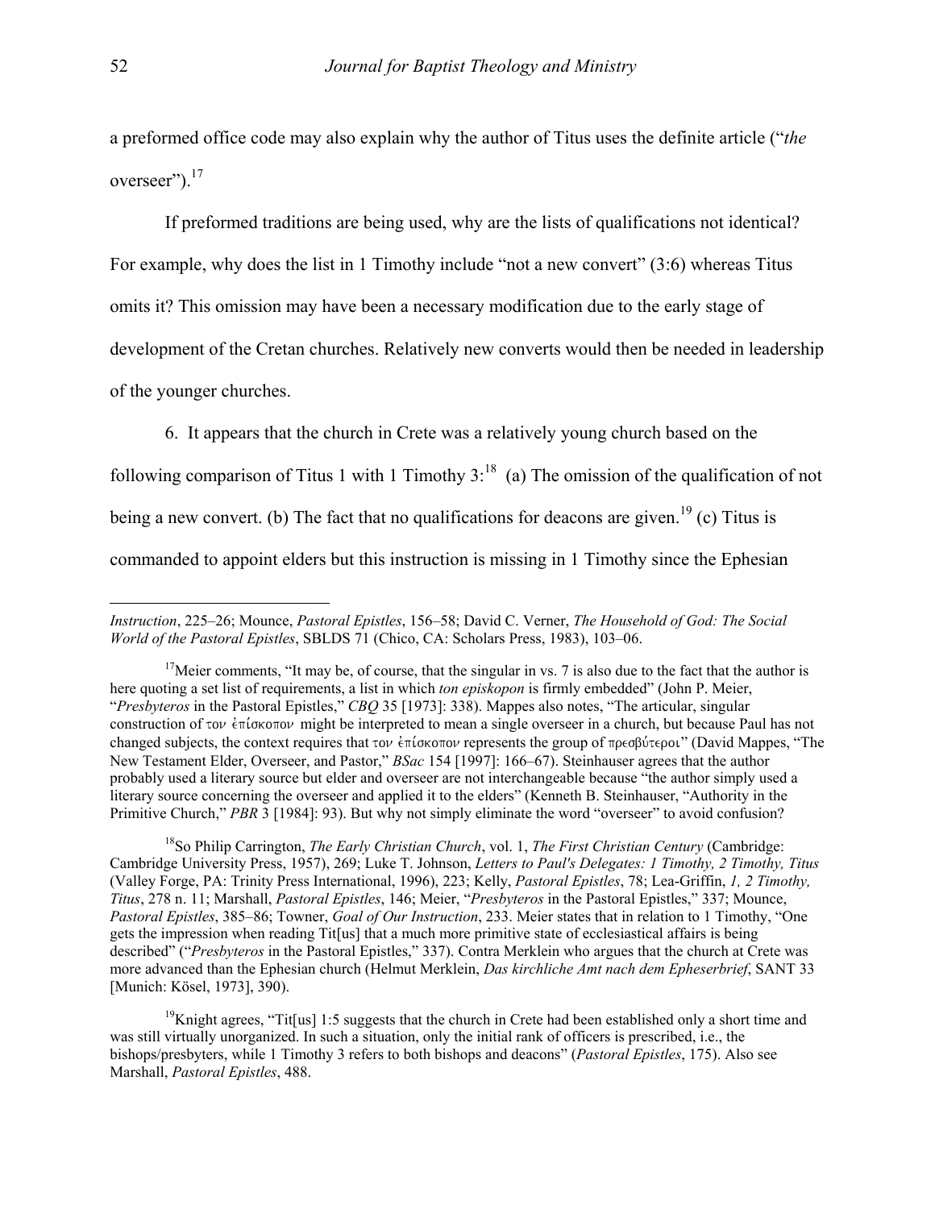a preformed office code may also explain why the author of Titus uses the definite article ("*the* overseer").[17]

If preformed traditions are being used, why are the lists of qualifications not identical? For example, why does the list in 1 Timothy include "not a new convert" (3:6) whereas Titus omits it? This omission may have been a necessary modification due to the early stage of development of the Cretan churches. Relatively new converts would then be needed in leadership of the younger churches.

6. It appears that the church in Crete was a relatively young church based on the following comparison of Titus 1 with 1 Timothy 3:[18] (a) The omission of the qualification of not being a new convert. (b) The fact that no qualifications for deacons are given.[19] (c) Titus is commanded to appoint elders but this instruction is missing in 1 Timothy since the Ephesian

---

*Instruction*, 225–26; Mounce, *Pastoral Epistles*, 156–58; David C. Verner, *The Household of God: The Social World of the Pastoral Epistles*, SBLDS 71 (Chico, CA: Scholars Press, 1983), 103–06.

[17]Meier comments, "It may be, of course, that the singular in vs. 7 is also due to the fact that the author is here quoting a set list of requirements, a list in which *ton episkopon* is firmly embedded" (John P. Meier, "*Presbyteros* in the Pastoral Epistles," *CBQ* 35 [1973]: 338). Mappes also notes, "The articular, singular construction of τον ἐπίσκοπον might be interpreted to mean a single overseer in a church, but because Paul has not changed subjects, the context requires that τον ἐπίσκοπον represents the group of πρεσβύτεροι" (David Mappes, "The New Testament Elder, Overseer, and Pastor," *BSac* 154 [1997]: 166–67). Steinhauser agrees that the author probably used a literary source but elder and overseer are not interchangeable because "the author simply used a literary source concerning the overseer and applied it to the elders" (Kenneth B. Steinhauser, "Authority in the Primitive Church," *PBR* 3 [1984]: 93). But why not simply eliminate the word "overseer" to avoid confusion?

[18]So Philip Carrington, *The Early Christian Church*, vol. 1, *The First Christian Century* (Cambridge: Cambridge University Press, 1957), 269; Luke T. Johnson, *Letters to Paul's Delegates: 1 Timothy, 2 Timothy, Titus* (Valley Forge, PA: Trinity Press International, 1996), 223; Kelly, *Pastoral Epistles*, 78; Lea-Griffin, *1, 2 Timothy, Titus*, 278 n. 11; Marshall, *Pastoral Epistles*, 146; Meier, "*Presbyteros* in the Pastoral Epistles," 337; Mounce, *Pastoral Epistles*, 385–86; Towner, *Goal of Our Instruction*, 233. Meier states that in relation to 1 Timothy, "One gets the impression when reading Tit[us] that a much more primitive state of ecclesiastical affairs is being described" ("*Presbyteros* in the Pastoral Epistles," 337). Contra Merklein who argues that the church at Crete was more advanced than the Ephesian church (Helmut Merklein, *Das kirchliche Amt nach dem Epheserbrief*, SANT 33 [Munich: Kösel, 1973], 390).

[19]Knight agrees, "Tit[us] 1:5 suggests that the church in Crete had been established only a short time and was still virtually unorganized. In such a situation, only the initial rank of officers is prescribed, i.e., the bishops/presbyters, while 1 Timothy 3 refers to both bishops and deacons" (*Pastoral Epistles*, 175). Also see Marshall, *Pastoral Epistles*, 488.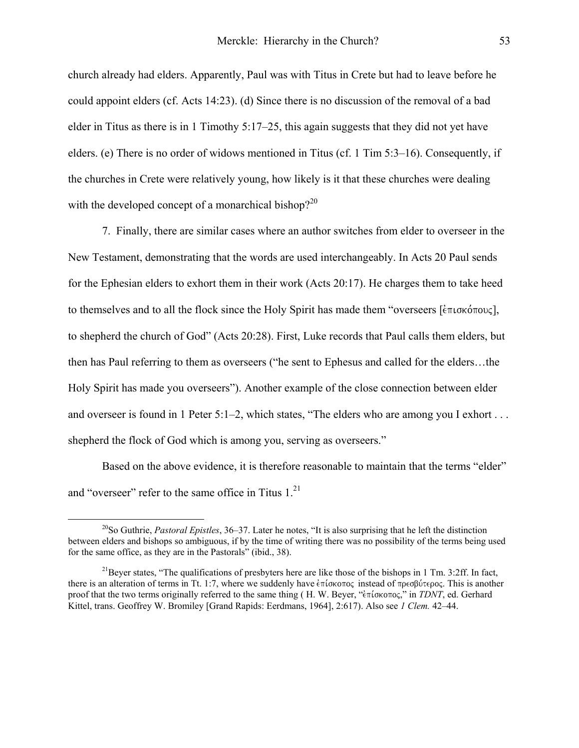church already had elders. Apparently, Paul was with Titus in Crete but had to leave before he could appoint elders (cf. Acts 14:23). (d) Since there is no discussion of the removal of a bad elder in Titus as there is in 1 Timothy 5:17–25, this again suggests that they did not yet have elders. (e) There is no order of widows mentioned in Titus (cf. 1 Tim 5:3–16). Consequently, if the churches in Crete were relatively young, how likely is it that these churches were dealing with the developed concept of a monarchical bishop?[20]

7. Finally, there are similar cases where an author switches from elder to overseer in the New Testament, demonstrating that the words are used interchangeably. In Acts 20 Paul sends for the Ephesian elders to exhort them in their work (Acts 20:17). He charges them to take heed to themselves and to all the flock since the Holy Spirit has made them "overseers [ἐπισκόπους], to shepherd the church of God" (Acts 20:28). First, Luke records that Paul calls them elders, but then has Paul referring to them as overseers ("he sent to Ephesus and called for the elders…the Holy Spirit has made you overseers"). Another example of the close connection between elder and overseer is found in 1 Peter 5:1–2, which states, "The elders who are among you I exhort . . . shepherd the flock of God which is among you, serving as overseers."

Based on the above evidence, it is therefore reasonable to maintain that the terms "elder" and "overseer" refer to the same office in Titus 1.[21]

---

[20] So Guthrie, *Pastoral Epistles*, 36–37. Later he notes, "It is also surprising that he left the distinction between elders and bishops so ambiguous, if by the time of writing there was no possibility of the terms being used for the same office, as they are in the Pastorals" (ibid., 38).

[21] Beyer states, "The qualifications of presbyters here are like those of the bishops in 1 Tm. 3:2ff. In fact, there is an alteration of terms in Tt. 1:7, where we suddenly have ἐπίσκοπος instead of πρεσβύτερος. This is another proof that the two terms originally referred to the same thing ( H. W. Beyer, "ἐπίσκοπος," in *TDNT*, ed. Gerhard Kittel, trans. Geoffrey W. Bromiley [Grand Rapids: Eerdmans, 1964], 2:617). Also see *1 Clem.* 42–44.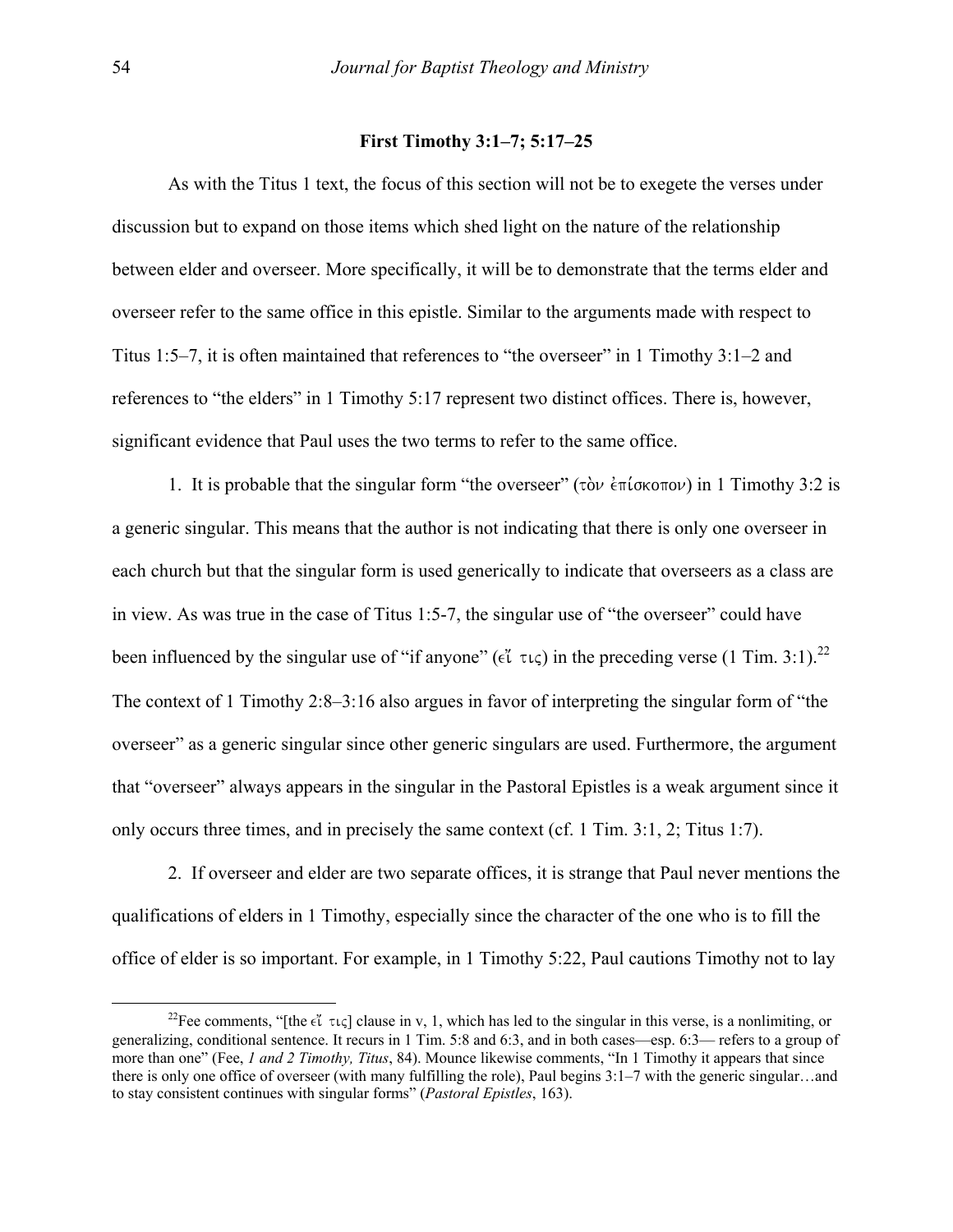### First Timothy 3:1–7; 5:17–25

As with the Titus 1 text, the focus of this section will not be to exegete the verses under discussion but to expand on those items which shed light on the nature of the relationship between elder and overseer. More specifically, it will be to demonstrate that the terms elder and overseer refer to the same office in this epistle. Similar to the arguments made with respect to Titus 1:5–7, it is often maintained that references to "the overseer" in 1 Timothy 3:1–2 and references to "the elders" in 1 Timothy 5:17 represent two distinct offices. There is, however, significant evidence that Paul uses the two terms to refer to the same office.

1. It is probable that the singular form "the overseer" (τὸν ἐπίσκοπον) in 1 Timothy 3:2 is a generic singular. This means that the author is not indicating that there is only one overseer in each church but that the singular form is used generically to indicate that overseers as a class are in view. As was true in the case of Titus 1:5-7, the singular use of "the overseer" could have been influenced by the singular use of "if anyone" (εἴ τις) in the preceding verse (1 Tim. 3:1).[22] The context of 1 Timothy 2:8–3:16 also argues in favor of interpreting the singular form of "the overseer" as a generic singular since other generic singulars are used. Furthermore, the argument that "overseer" always appears in the singular in the Pastoral Epistles is a weak argument since it only occurs three times, and in precisely the same context (cf. 1 Tim. 3:1, 2; Titus 1:7).

2. If overseer and elder are two separate offices, it is strange that Paul never mentions the qualifications of elders in 1 Timothy, especially since the character of the one who is to fill the office of elder is so important. For example, in 1 Timothy 5:22, Paul cautions Timothy not to lay

---

[22]Fee comments, "[the εἴ τις] clause in v, 1, which has led to the singular in this verse, is a nonlimiting, or generalizing, conditional sentence. It recurs in 1 Tim. 5:8 and 6:3, and in both cases—esp. 6:3— refers to a group of more than one" (Fee, *1 and 2 Timothy, Titus*, 84). Mounce likewise comments, "In 1 Timothy it appears that since there is only one office of overseer (with many fulfilling the role), Paul begins 3:1–7 with the generic singular…and to stay consistent continues with singular forms" (*Pastoral Epistles*, 163).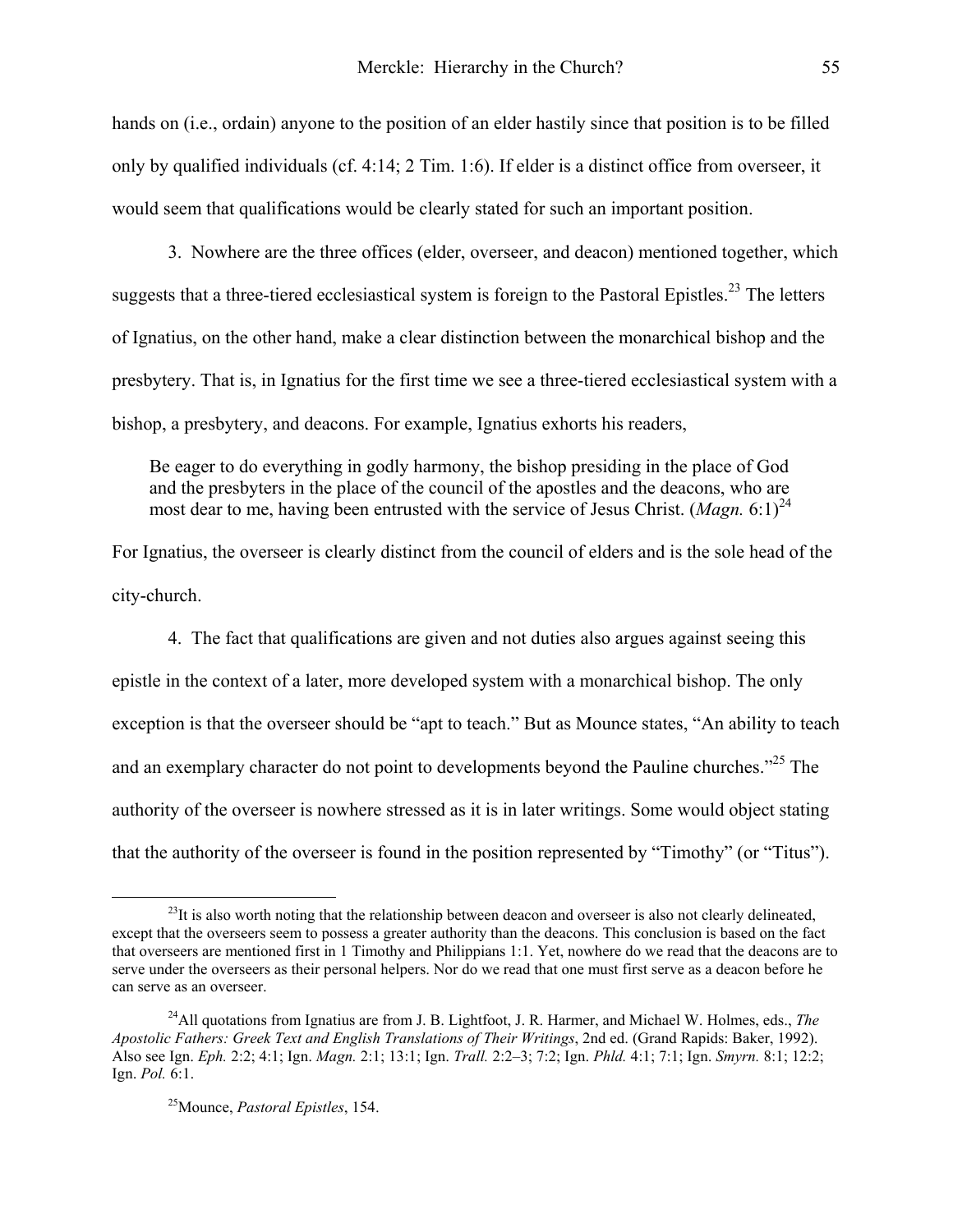hands on (i.e., ordain) anyone to the position of an elder hastily since that position is to be filled only by qualified individuals (cf. 4:14; 2 Tim. 1:6). If elder is a distinct office from overseer, it would seem that qualifications would be clearly stated for such an important position.

3. Nowhere are the three offices (elder, overseer, and deacon) mentioned together, which suggests that a three-tiered ecclesiastical system is foreign to the Pastoral Epistles.[23] The letters of Ignatius, on the other hand, make a clear distinction between the monarchical bishop and the presbytery. That is, in Ignatius for the first time we see a three-tiered ecclesiastical system with a bishop, a presbytery, and deacons. For example, Ignatius exhorts his readers,

> Be eager to do everything in godly harmony, the bishop presiding in the place of God and the presbyters in the place of the council of the apostles and the deacons, who are most dear to me, having been entrusted with the service of Jesus Christ. (*Magn.* 6:1)[24]

For Ignatius, the overseer is clearly distinct from the council of elders and is the sole head of the city-church.

4. The fact that qualifications are given and not duties also argues against seeing this epistle in the context of a later, more developed system with a monarchical bishop. The only exception is that the overseer should be "apt to teach." But as Mounce states, "An ability to teach and an exemplary character do not point to developments beyond the Pauline churches."[25] The authority of the overseer is nowhere stressed as it is in later writings. Some would object stating that the authority of the overseer is found in the position represented by "Timothy" (or "Titus").

---

[23]It is also worth noting that the relationship between deacon and overseer is also not clearly delineated, except that the overseers seem to possess a greater authority than the deacons. This conclusion is based on the fact that overseers are mentioned first in 1 Timothy and Philippians 1:1. Yet, nowhere do we read that the deacons are to serve under the overseers as their personal helpers. Nor do we read that one must first serve as a deacon before he can serve as an overseer.

[24]All quotations from Ignatius are from J. B. Lightfoot, J. R. Harmer, and Michael W. Holmes, eds., *The Apostolic Fathers: Greek Text and English Translations of Their Writings*, 2nd ed. (Grand Rapids: Baker, 1992). Also see Ign. *Eph.* 2:2; 4:1; Ign. *Magn.* 2:1; 13:1; Ign. *Trall.* 2:2–3; 7:2; Ign. *Phld.* 4:1; 7:1; Ign. *Smyrn.* 8:1; 12:2; Ign. *Pol.* 6:1.

[25]Mounce, *Pastoral Epistles*, 154.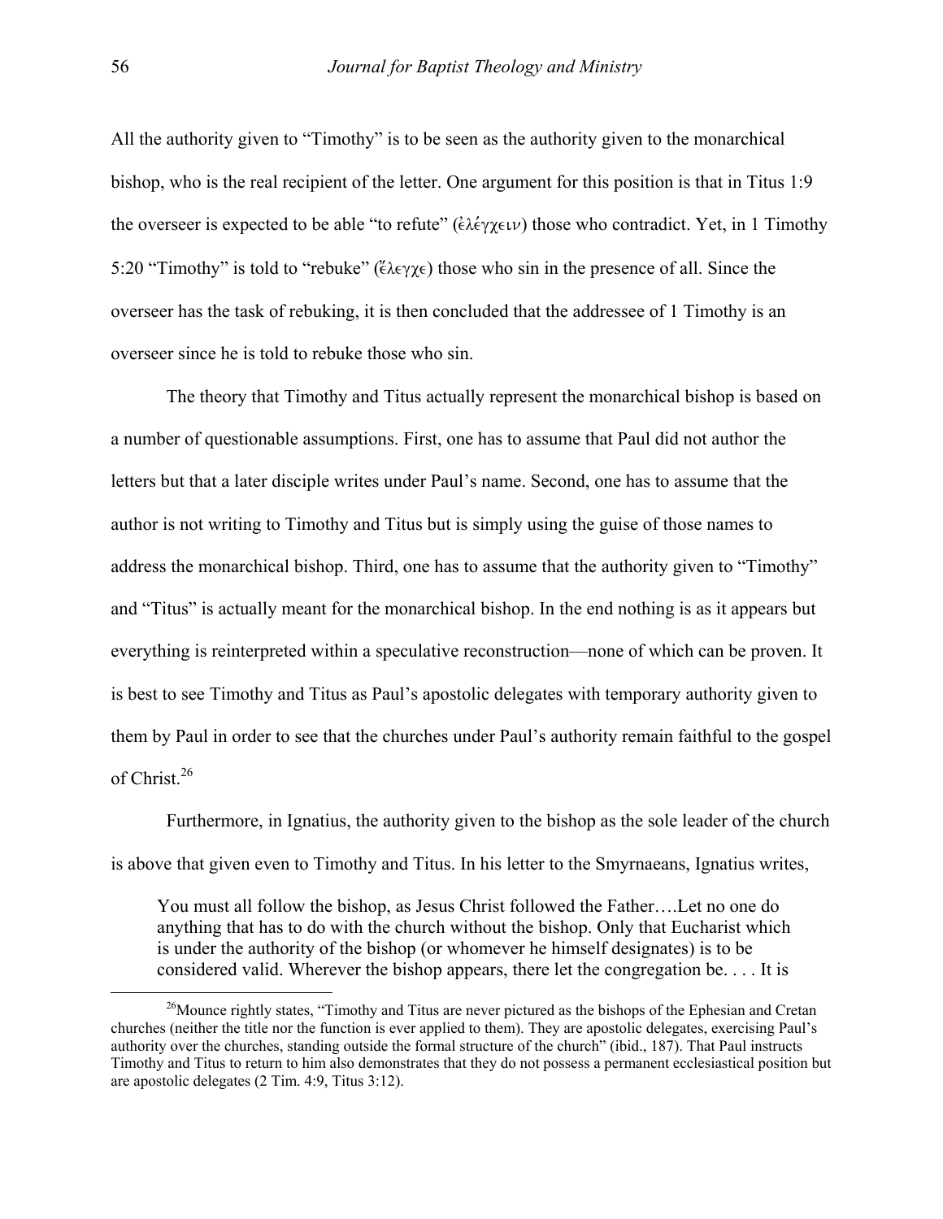All the authority given to "Timothy" is to be seen as the authority given to the monarchical bishop, who is the real recipient of the letter. One argument for this position is that in Titus 1:9 the overseer is expected to be able "to refute" (ἐλέγχειν) those who contradict. Yet, in 1 Timothy 5:20 "Timothy" is told to "rebuke" (ἔλεγχε) those who sin in the presence of all. Since the overseer has the task of rebuking, it is then concluded that the addressee of 1 Timothy is an overseer since he is told to rebuke those who sin.

The theory that Timothy and Titus actually represent the monarchical bishop is based on a number of questionable assumptions. First, one has to assume that Paul did not author the letters but that a later disciple writes under Paul's name. Second, one has to assume that the author is not writing to Timothy and Titus but is simply using the guise of those names to address the monarchical bishop. Third, one has to assume that the authority given to "Timothy" and "Titus" is actually meant for the monarchical bishop. In the end nothing is as it appears but everything is reinterpreted within a speculative reconstruction—none of which can be proven. It is best to see Timothy and Titus as Paul's apostolic delegates with temporary authority given to them by Paul in order to see that the churches under Paul's authority remain faithful to the gospel of Christ.[26]

Furthermore, in Ignatius, the authority given to the bishop as the sole leader of the church is above that given even to Timothy and Titus. In his letter to the Smyrnaeans, Ignatius writes,

> You must all follow the bishop, as Jesus Christ followed the Father….Let no one do anything that has to do with the church without the bishop. Only that Eucharist which is under the authority of the bishop (or whomever he himself designates) is to be considered valid. Wherever the bishop appears, there let the congregation be. . . . It is

---

[26]Mounce rightly states, "Timothy and Titus are never pictured as the bishops of the Ephesian and Cretan churches (neither the title nor the function is ever applied to them). They are apostolic delegates, exercising Paul's authority over the churches, standing outside the formal structure of the church" (ibid., 187). That Paul instructs Timothy and Titus to return to him also demonstrates that they do not possess a permanent ecclesiastical position but are apostolic delegates (2 Tim. 4:9, Titus 3:12).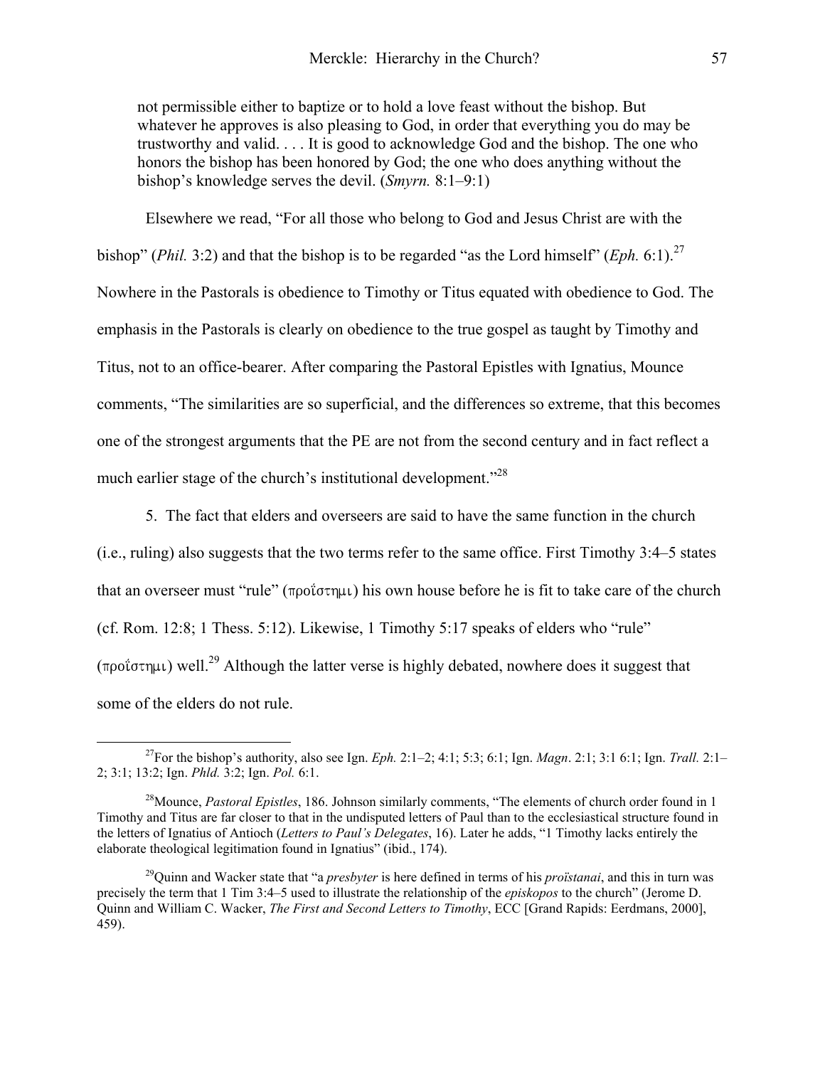> not permissible either to baptize or to hold a love feast without the bishop. But whatever he approves is also pleasing to God, in order that everything you do may be trustworthy and valid. . . . It is good to acknowledge God and the bishop. The one who honors the bishop has been honored by God; the one who does anything without the bishop's knowledge serves the devil. (*Smyrn.* 8:1–9:1)

Elsewhere we read, "For all those who belong to God and Jesus Christ are with the bishop" (*Phil.* 3:2) and that the bishop is to be regarded "as the Lord himself" (*Eph.* 6:1).[27] Nowhere in the Pastorals is obedience to Timothy or Titus equated with obedience to God. The emphasis in the Pastorals is clearly on obedience to the true gospel as taught by Timothy and Titus, not to an office-bearer. After comparing the Pastoral Epistles with Ignatius, Mounce comments, "The similarities are so superficial, and the differences so extreme, that this becomes one of the strongest arguments that the PE are not from the second century and in fact reflect a much earlier stage of the church's institutional development."[28]

5. The fact that elders and overseers are said to have the same function in the church (i.e., ruling) also suggests that the two terms refer to the same office. First Timothy 3:4–5 states that an overseer must "rule" (προΐστημι) his own house before he is fit to take care of the church (cf. Rom. 12:8; 1 Thess. 5:12). Likewise, 1 Timothy 5:17 speaks of elders who "rule" (προΐστημι) well.[29] Although the latter verse is highly debated, nowhere does it suggest that some of the elders do not rule.

---

[27] For the bishop's authority, also see Ign. *Eph.* 2:1–2; 4:1; 5:3; 6:1; Ign. *Magn*. 2:1; 3:1 6:1; Ign. *Trall.* 2:1–2; 3:1; 13:2; Ign. *Phld.* 3:2; Ign. *Pol.* 6:1.

[28] Mounce, *Pastoral Epistles*, 186. Johnson similarly comments, "The elements of church order found in 1 Timothy and Titus are far closer to that in the undisputed letters of Paul than to the ecclesiastical structure found in the letters of Ignatius of Antioch (*Letters to Paul's Delegates*, 16). Later he adds, "1 Timothy lacks entirely the elaborate theological legitimation found in Ignatius" (ibid., 174).

[29] Quinn and Wacker state that "a *presbyter* is here defined in terms of his *proïstanai*, and this in turn was precisely the term that 1 Tim 3:4–5 used to illustrate the relationship of the *episkopos* to the church" (Jerome D. Quinn and William C. Wacker, *The First and Second Letters to Timothy*, ECC [Grand Rapids: Eerdmans, 2000], 459).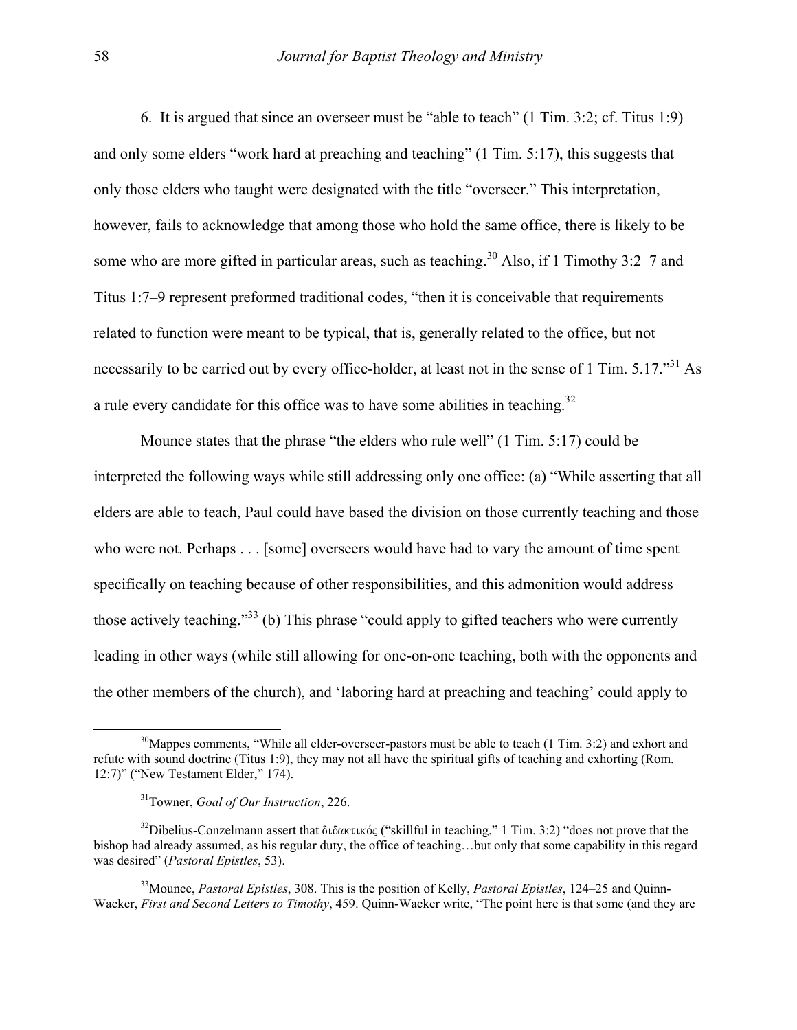6. It is argued that since an overseer must be "able to teach" (1 Tim. 3:2; cf. Titus 1:9) and only some elders "work hard at preaching and teaching" (1 Tim. 5:17), this suggests that only those elders who taught were designated with the title "overseer." This interpretation, however, fails to acknowledge that among those who hold the same office, there is likely to be some who are more gifted in particular areas, such as teaching.[30] Also, if 1 Timothy 3:2–7 and Titus 1:7–9 represent preformed traditional codes, "then it is conceivable that requirements related to function were meant to be typical, that is, generally related to the office, but not necessarily to be carried out by every office-holder, at least not in the sense of 1 Tim. 5.17."[31] As a rule every candidate for this office was to have some abilities in teaching.[32]

Mounce states that the phrase "the elders who rule well" (1 Tim. 5:17) could be interpreted the following ways while still addressing only one office: (a) "While asserting that all elders are able to teach, Paul could have based the division on those currently teaching and those who were not. Perhaps . . . [some] overseers would have had to vary the amount of time spent specifically on teaching because of other responsibilities, and this admonition would address those actively teaching."[33] (b) This phrase "could apply to gifted teachers who were currently leading in other ways (while still allowing for one-on-one teaching, both with the opponents and the other members of the church), and 'laboring hard at preaching and teaching' could apply to

---

[30]Mappes comments, "While all elder-overseer-pastors must be able to teach (1 Tim. 3:2) and exhort and refute with sound doctrine (Titus 1:9), they may not all have the spiritual gifts of teaching and exhorting (Rom. 12:7)" ("New Testament Elder," 174).

[31]Towner, *Goal of Our Instruction*, 226.

[32]Dibelius-Conzelmann assert that διδακτικός ("skillful in teaching," 1 Tim. 3:2) "does not prove that the bishop had already assumed, as his regular duty, the office of teaching…but only that some capability in this regard was desired" (*Pastoral Epistles*, 53).

[33]Mounce, *Pastoral Epistles*, 308. This is the position of Kelly, *Pastoral Epistles*, 124–25 and Quinn-Wacker, *First and Second Letters to Timothy*, 459. Quinn-Wacker write, "The point here is that some (and they are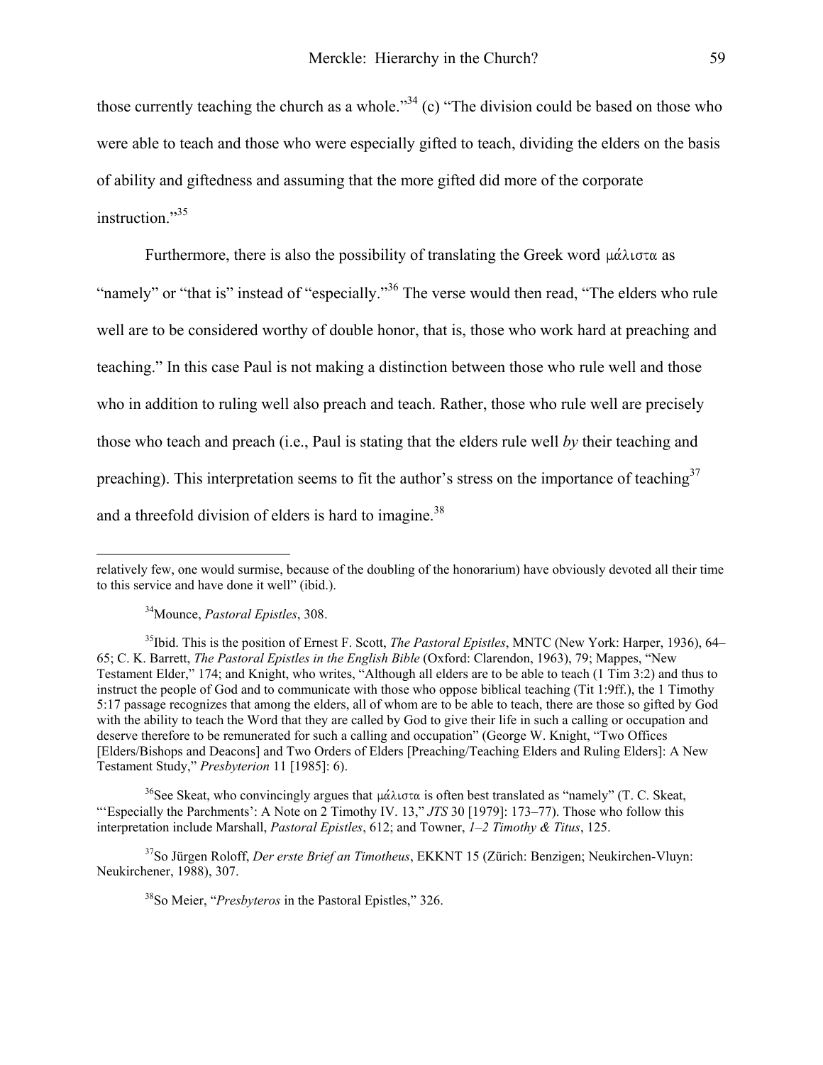those currently teaching the church as a whole."[34] (c) "The division could be based on those who were able to teach and those who were especially gifted to teach, dividing the elders on the basis of ability and giftedness and assuming that the more gifted did more of the corporate instruction."[35]

Furthermore, there is also the possibility of translating the Greek word μάλιστα as "namely" or "that is" instead of "especially."[36] The verse would then read, "The elders who rule well are to be considered worthy of double honor, that is, those who work hard at preaching and teaching." In this case Paul is not making a distinction between those who rule well and those who in addition to ruling well also preach and teach. Rather, those who rule well are precisely those who teach and preach (i.e., Paul is stating that the elders rule well *by* their teaching and preaching). This interpretation seems to fit the author's stress on the importance of teaching[37] and a threefold division of elders is hard to imagine.[38]

---

relatively few, one would surmise, because of the doubling of the honorarium) have obviously devoted all their time to this service and have done it well" (ibid.).

[34] Mounce, *Pastoral Epistles*, 308.

[35] Ibid. This is the position of Ernest F. Scott, *The Pastoral Epistles*, MNTC (New York: Harper, 1936), 64–65; C. K. Barrett, *The Pastoral Epistles in the English Bible* (Oxford: Clarendon, 1963), 79; Mappes, "New Testament Elder," 174; and Knight, who writes, "Although all elders are to be able to teach (1 Tim 3:2) and thus to instruct the people of God and to communicate with those who oppose biblical teaching (Tit 1:9ff.), the 1 Timothy 5:17 passage recognizes that among the elders, all of whom are to be able to teach, there are those so gifted by God with the ability to teach the Word that they are called by God to give their life in such a calling or occupation and deserve therefore to be remunerated for such a calling and occupation" (George W. Knight, "Two Offices [Elders/Bishops and Deacons] and Two Orders of Elders [Preaching/Teaching Elders and Ruling Elders]: A New Testament Study," *Presbyterion* 11 [1985]: 6).

[36] See Skeat, who convincingly argues that μάλιστα is often best translated as "namely" (T. C. Skeat, "'Especially the Parchments': A Note on 2 Timothy IV. 13," *JTS* 30 [1979]: 173–77). Those who follow this interpretation include Marshall, *Pastoral Epistles*, 612; and Towner, *1–2 Timothy & Titus*, 125.

[37] So Jürgen Roloff, *Der erste Brief an Timotheus*, EKKNT 15 (Zürich: Benzigen; Neukirchen-Vluyn: Neukirchener, 1988), 307.

[38] So Meier, "*Presbyteros* in the Pastoral Epistles," 326.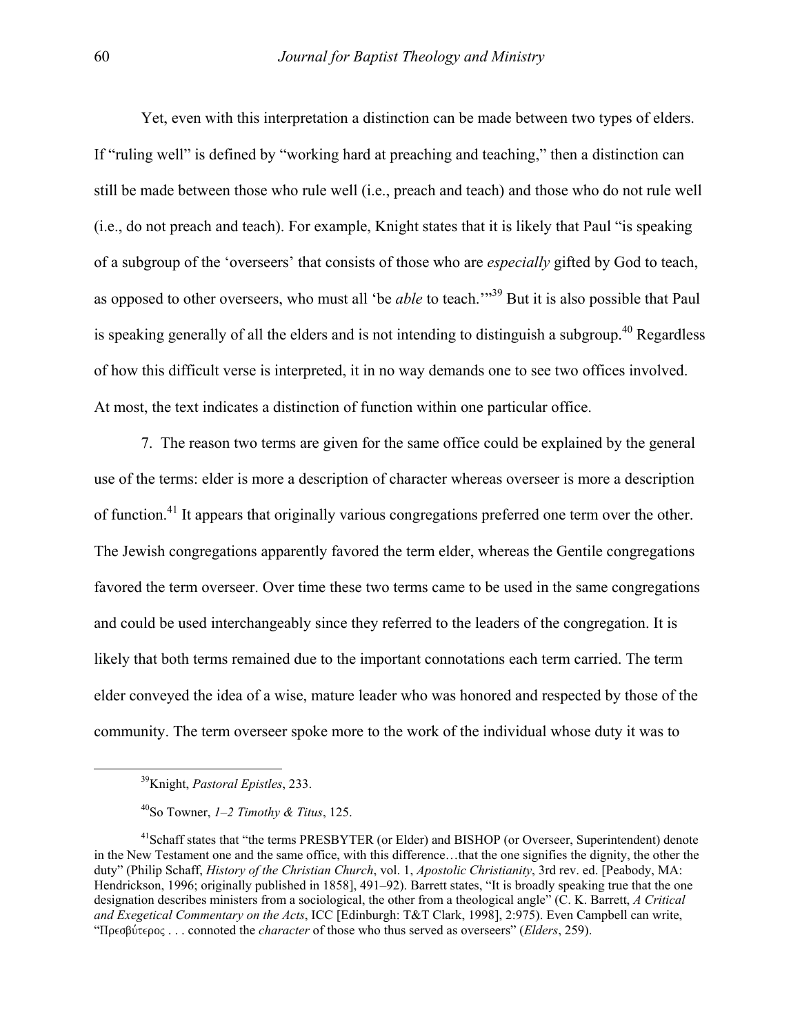Yet, even with this interpretation a distinction can be made between two types of elders. If "ruling well" is defined by "working hard at preaching and teaching," then a distinction can still be made between those who rule well (i.e., preach and teach) and those who do not rule well (i.e., do not preach and teach). For example, Knight states that it is likely that Paul "is speaking of a subgroup of the 'overseers' that consists of those who are *especially* gifted by God to teach, as opposed to other overseers, who must all 'be *able* to teach.'"[39] But it is also possible that Paul is speaking generally of all the elders and is not intending to distinguish a subgroup.[40] Regardless of how this difficult verse is interpreted, it in no way demands one to see two offices involved. At most, the text indicates a distinction of function within one particular office.

7. The reason two terms are given for the same office could be explained by the general use of the terms: elder is more a description of character whereas overseer is more a description of function.[41] It appears that originally various congregations preferred one term over the other. The Jewish congregations apparently favored the term elder, whereas the Gentile congregations favored the term overseer. Over time these two terms came to be used in the same congregations and could be used interchangeably since they referred to the leaders of the congregation. It is likely that both terms remained due to the important connotations each term carried. The term elder conveyed the idea of a wise, mature leader who was honored and respected by those of the community. The term overseer spoke more to the work of the individual whose duty it was to

[39] Knight, *Pastoral Epistles*, 233.

[40] So Towner, *1–2 Timothy & Titus*, 125.

[41] Schaff states that "the terms PRESBYTER (or Elder) and BISHOP (or Overseer, Superintendent) denote in the New Testament one and the same office, with this difference…that the one signifies the dignity, the other the duty" (Philip Schaff, *History of the Christian Church*, vol. 1, *Apostolic Christianity*, 3rd rev. ed. [Peabody, MA: Hendrickson, 1996; originally published in 1858], 491–92). Barrett states, "It is broadly speaking true that the one designation describes ministers from a sociological, the other from a theological angle" (C. K. Barrett, *A Critical and Exegetical Commentary on the Acts*, ICC [Edinburgh: T&T Clark, 1998], 2:975). Even Campbell can write, "Πρεσβύτερος . . . connoted the *character* of those who thus served as overseers" (*Elders*, 259).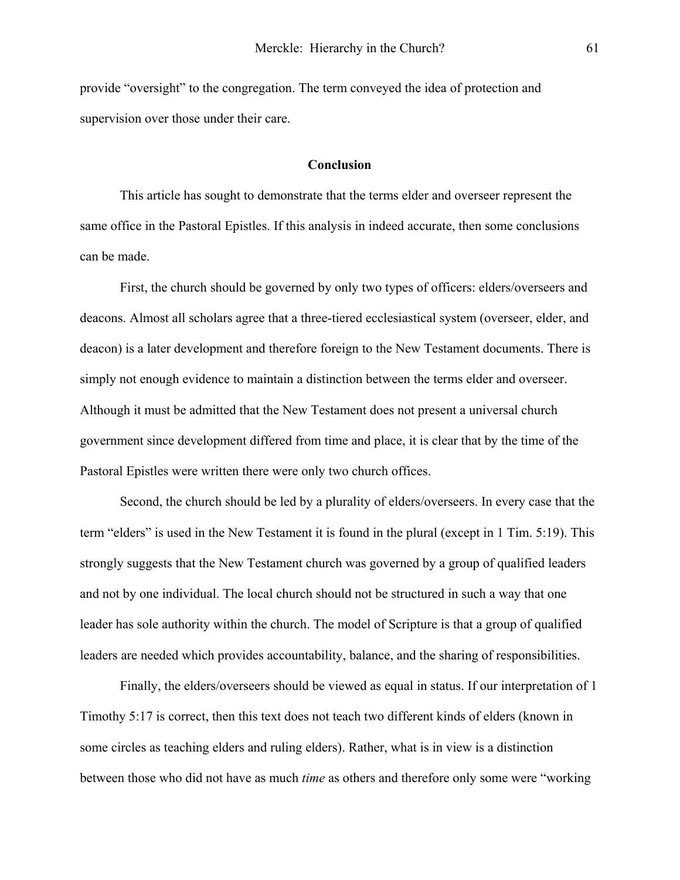provide “oversight” to the congregation. The term conveyed the idea of protection and supervision over those under their care.

## Conclusion

This article has sought to demonstrate that the terms elder and overseer represent the same office in the Pastoral Epistles. If this analysis in indeed accurate, then some conclusions can be made.

First, the church should be governed by only two types of officers: elders/overseers and deacons. Almost all scholars agree that a three-tiered ecclesiastical system (overseer, elder, and deacon) is a later development and therefore foreign to the New Testament documents. There is simply not enough evidence to maintain a distinction between the terms elder and overseer. Although it must be admitted that the New Testament does not present a universal church government since development differed from time and place, it is clear that by the time of the Pastoral Epistles were written there were only two church offices.

Second, the church should be led by a plurality of elders/overseers. In every case that the term “elders” is used in the New Testament it is found in the plural (except in 1 Tim. 5:19). This strongly suggests that the New Testament church was governed by a group of qualified leaders and not by one individual. The local church should not be structured in such a way that one leader has sole authority within the church. The model of Scripture is that a group of qualified leaders are needed which provides accountability, balance, and the sharing of responsibilities.

Finally, the elders/overseers should be viewed as equal in status. If our interpretation of 1 Timothy 5:17 is correct, then this text does not teach two different kinds of elders (known in some circles as teaching elders and ruling elders). Rather, what is in view is a distinction between those who did not have as much *time* as others and therefore only some were “working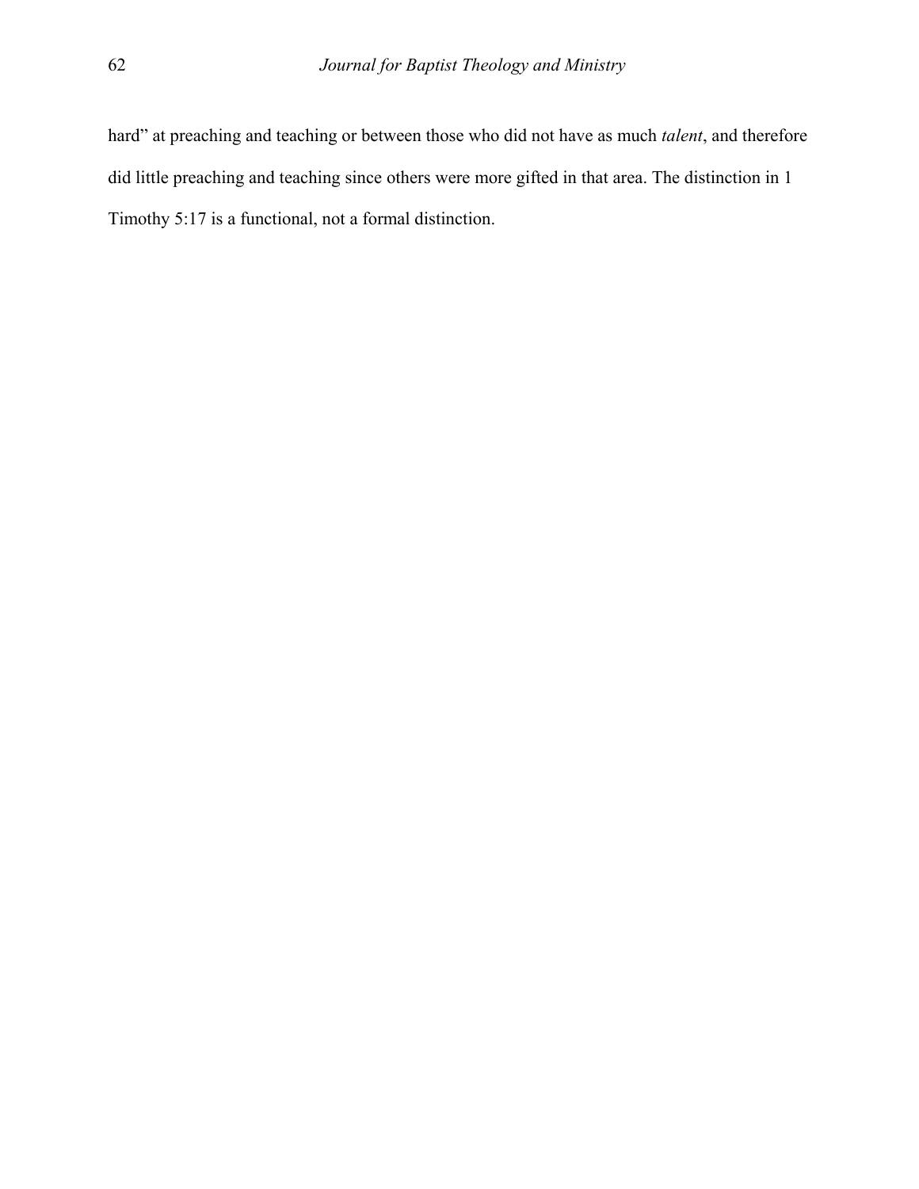hard" at preaching and teaching or between those who did not have as much *talent*, and therefore did little preaching and teaching since others were more gifted in that area. The distinction in 1 Timothy 5:17 is a functional, not a formal distinction.